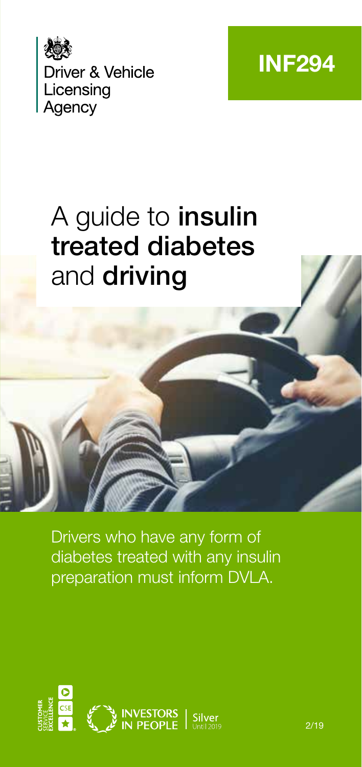Driver & Vehicle Licensing Agency

INF294

# A guide to **insulin treated diabetes** and **driving**

Drivers who have any form of diabetes treated with any insulin preparation must inform DVLA.

2/19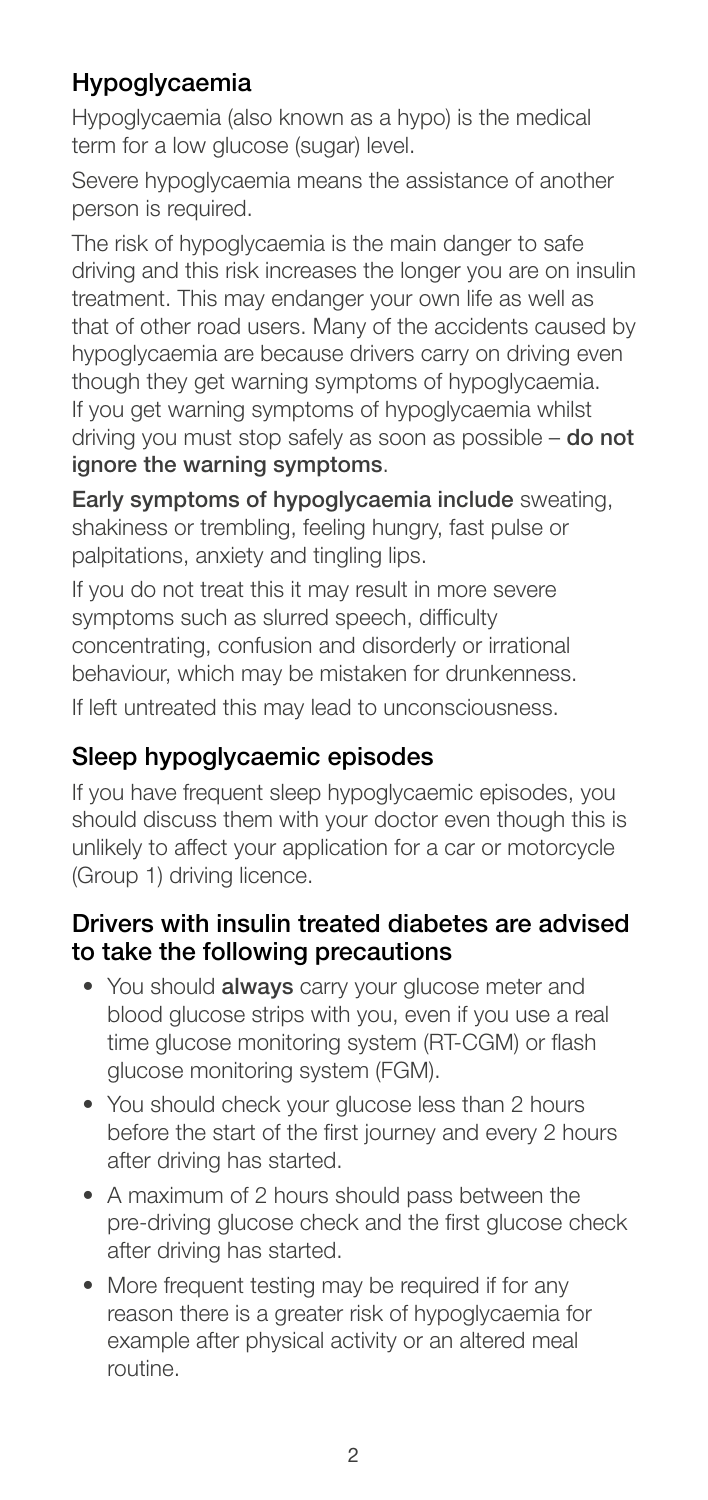## Hypoglycaemia

Hypoglycaemia (also known as a hypo) is the medical term for a low glucose (sugar) level.

Severe hypoglycaemia means the assistance of another person is required.

The risk of hypoglycaemia is the main danger to safe driving and this risk increases the longer you are on insulin treatment. This may endanger your own life as well as that of other road users. Many of the accidents caused by hypoglycaemia are because drivers carry on driving even though they get warning symptoms of hypoglycaemia. If you get warning symptoms of hypoglycaemia whilst driving you must stop safely as soon as possible – **do not ignore the warning symptoms**.

**Early symptoms of hypoglycaemia include** sweating, shakiness or trembling, feeling hungry, fast pulse or palpitations, anxiety and tingling lips.

If you do not treat this it may result in more severe symptoms such as slurred speech, difficulty concentrating, confusion and disorderly or irrational behaviour, which may be mistaken for drunkenness.

If left untreated this may lead to unconsciousness.

## Sleep hypoglycaemic episodes

If you have frequent sleep hypoglycaemic episodes, you should discuss them with your doctor even though this is unlikely to affect your application for a car or motorcycle (Group 1) driving licence.

### Drivers with insulin treated diabetes are advised to take the following precautions

- You should **always** carry your glucose meter and blood glucose strips with you, even if you use a real time glucose monitoring system (RT-CGM) or flash glucose monitoring system (FGM).
- You should check your glucose less than 2 hours before the start of the first journey and every 2 hours after driving has started.
- A maximum of 2 hours should pass between the pre-driving glucose check and the first glucose check after driving has started.
- More frequent testing may be required if for any reason there is a greater risk of hypoglycaemia for example after physical activity or an altered meal routine.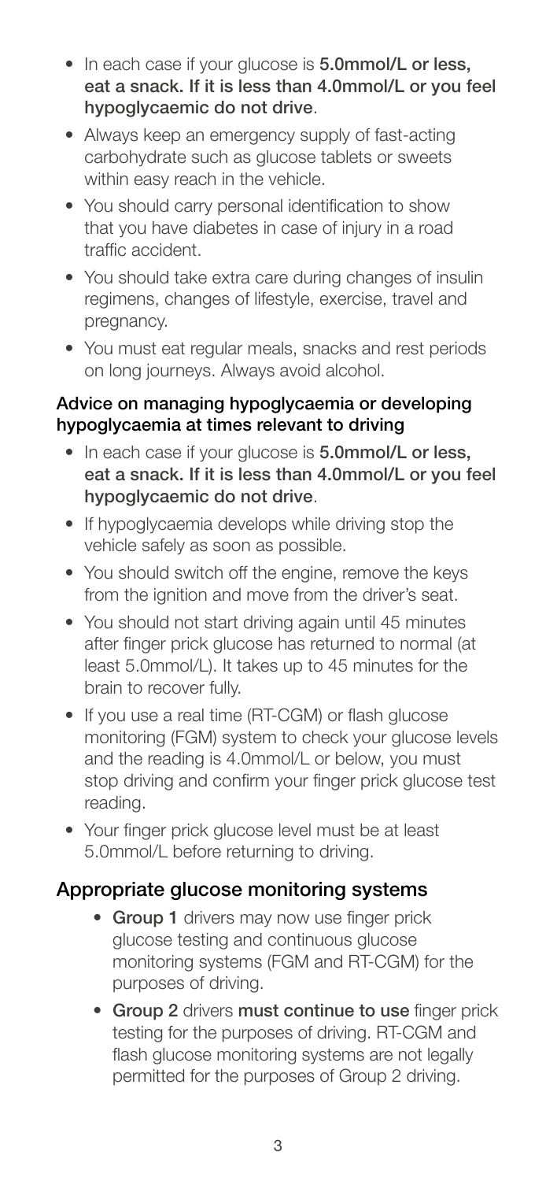- In each case if your glucose is **5.0mmol/L or less, eat a snack. If it is less than 4.0mmol/L or you feel hypoglycaemic do not drive**.
- Always keep an emergency supply of fast-acting carbohydrate such as glucose tablets or sweets within easy reach in the vehicle.
- You should carry personal identification to show that you have diabetes in case of injury in a road traffic accident.
- You should take extra care during changes of insulin regimens, changes of lifestyle, exercise, travel and pregnancy.
- You must eat regular meals, snacks and rest periods on long journeys. Always avoid alcohol.

**Advice on managing hypoglycaemia or developing hypoglycaemia at times relevant to driving**

- In each case if your glucose is **5.0mmol/L or less, eat a snack. If it is less than 4.0mmol/L or you feel hypoglycaemic do not drive**.
- If hypoglycaemia develops while driving stop the vehicle safely as soon as possible.
- You should switch off the engine, remove the keys from the ignition and move from the driver's seat.
- You should not start driving again until 45 minutes after finger prick glucose has returned to normal (at least 5.0mmol/L). It takes up to 45 minutes for the brain to recover fully.
- If you use a real time (RT-CGM) or flash glucose monitoring (FGM) system to check your glucose levels and the reading is 4.0mmol/L or below, you must stop driving and confirm your finger prick glucose test reading.
- Your finger prick glucose level must be at least 5.0mmol/L before returning to driving.

## Appropriate glucose monitoring systems

- **Group 1** drivers may now use finger prick glucose testing and continuous glucose monitoring systems (FGM and RT-CGM) for the purposes of driving.
- **Group 2** drivers **must continue to use** finger prick testing for the purposes of driving. RT-CGM and flash glucose monitoring systems are not legally permitted for the purposes of Group 2 driving.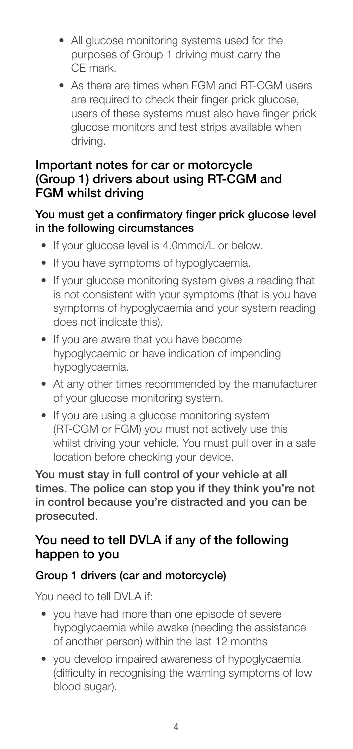- All glucose monitoring systems used for the purposes of Group 1 driving must carry the CE mark.
- As there are times when FGM and RT-CGM users are required to check their finger prick glucose, users of these systems must also have finger prick glucose monitors and test strips available when driving.

## Important notes for car or motorcycle (Group 1) drivers about using RT-CGM and FGM whilst driving

### You must get a confirmatory finger prick glucose level in the following circumstances

- If your glucose level is 4.0mmol/L or below.
- If you have symptoms of hypoglycaemia.
- If your glucose monitoring system gives a reading that is not consistent with your symptoms (that is you have symptoms of hypoglycaemia and your system reading does not indicate this).
- If you are aware that you have become hypoglycaemic or have indication of impending hypoglycaemia.
- At any other times recommended by the manufacturer of your glucose monitoring system.
- If you are using a glucose monitoring system (RT-CGM or FGM) you must not actively use this whilst driving your vehicle. You must pull over in a safe location before checking your device.

**You must stay in full control of your vehicle at all times. The police can stop you if they think you're not in control because you're distracted and you can be prosecuted**.

## You need to tell DVLA if any of the following happen to you

### Group 1 drivers (car and motorcycle)

You need to tell DVLA if:

- you have had more than one episode of severe hypoglycaemia while awake (needing the assistance of another person) within the last 12 months
- you develop impaired awareness of hypoglycaemia (difficulty in recognising the warning symptoms of low blood sugar).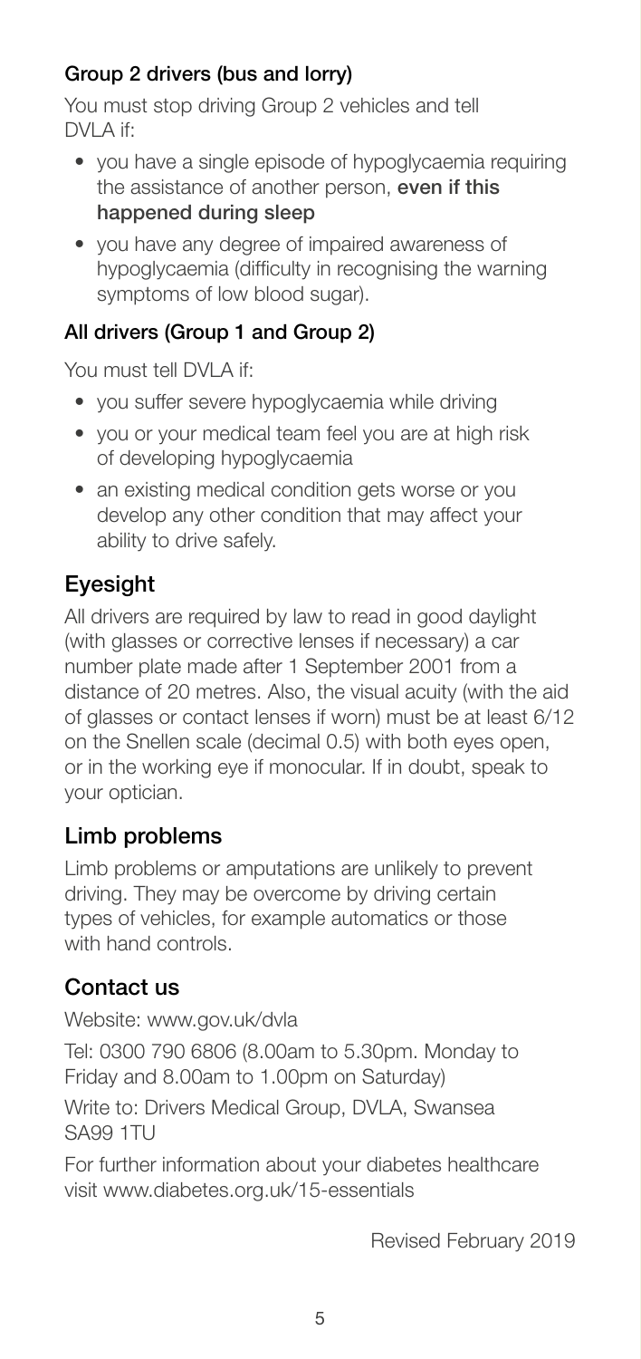### Group 2 drivers (bus and lorry)

You must stop driving Group 2 vehicles and tell DVLA if:

- you have a single episode of hypoglycaemia requiring the assistance of another person, **even if this happened during sleep**
- you have any degree of impaired awareness of hypoglycaemia (difficulty in recognising the warning symptoms of low blood sugar).

### All drivers (Group 1 and Group 2)

You must tell DVLA if:

- you suffer severe hypoglycaemia while driving
- you or your medical team feel you are at high risk of developing hypoglycaemia
- an existing medical condition gets worse or you develop any other condition that may affect your ability to drive safely.

## Eyesight

All drivers are required by law to read in good daylight (with glasses or corrective lenses if necessary) a car number plate made after 1 September 2001 from a distance of 20 metres. Also, the visual acuity (with the aid of glasses or contact lenses if worn) must be at least 6/12 on the Snellen scale (decimal 0.5) with both eyes open, or in the working eye if monocular. If in doubt, speak to your optician.

## Limb problems

Limb problems or amputations are unlikely to prevent driving. They may be overcome by driving certain types of vehicles, for example automatics or those with hand controls.

## Contact us

Website: www.gov.uk/dvla

Tel: 0300 790 6806 (8.00am to 5.30pm. Monday to Friday and 8.00am to 1.00pm on Saturday)

Write to: Drivers Medical Group, DVLA, Swansea SA99 1TU

For further information about your diabetes healthcare visit www.diabetes.org.uk/15-essentials

Revised February 2019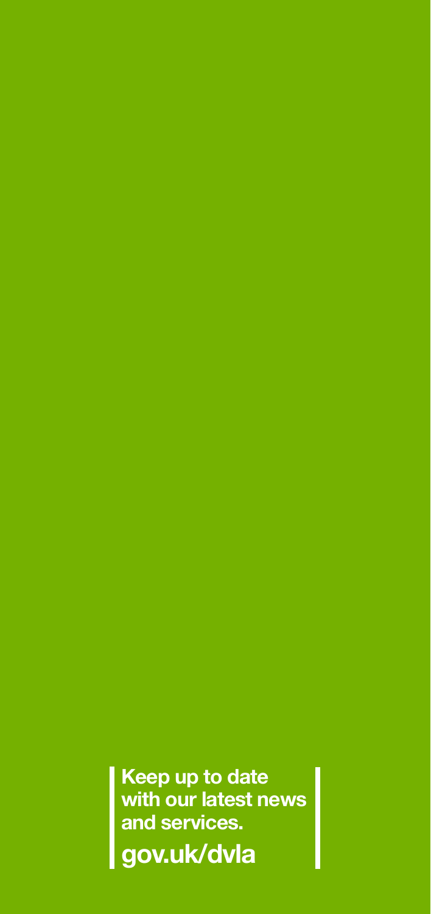Keep up to date with our latest news and services.

**gov.uk/dvla**